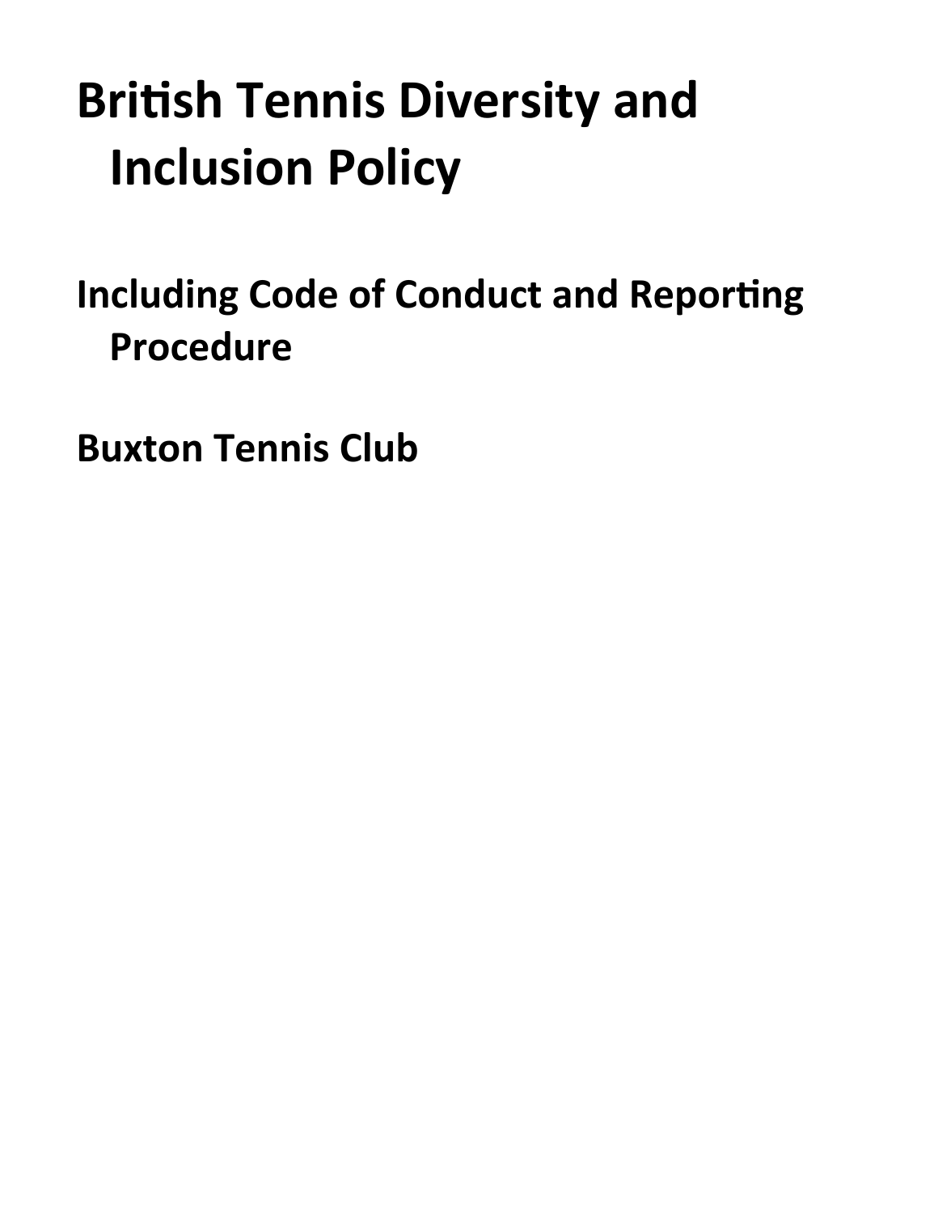# British Tennis Diversity and Inclusion Policy

## Including Code of Conduct and Reporting Procedure

## Buxton Tennis Club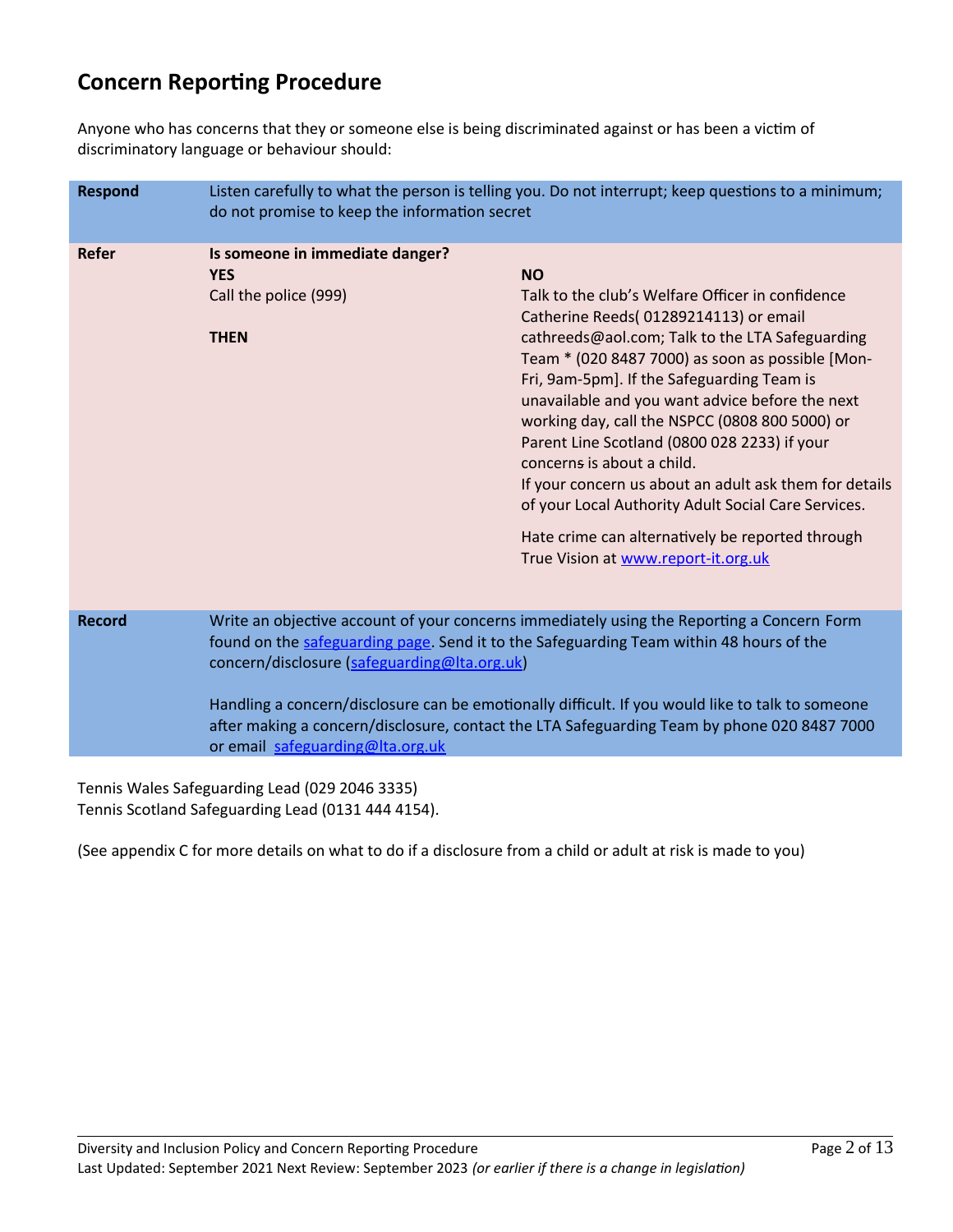## Concern Reporting Procedure

Anyone who has concerns that they or someone else is being discriminated against or has been a victim of discriminatory language or behaviour should:

| | | |
|---|---|---|
| **Respond** | Listen carefully to what the person is telling you. Do not interrupt; keep questions to a minimum; do not promise to keep the information secret | |
| **Refer** | **Is someone in immediate danger?**<br>**YES**<br>Call the police (999)<br><br>**THEN** | <br>**NO**<br>Talk to the club's Welfare Officer in confidence Catherine Reeds( 01289214113) or email cathreeds@aol.com; Talk to the LTA Safeguarding Team * (020 8487 7000) as soon as possible [Mon-Fri, 9am-5pm]. If the Safeguarding Team is unavailable and you want advice before the next working day, call the NSPCC (0808 800 5000) or Parent Line Scotland (0800 028 2233) if your concerns is about a child.<br>If your concern us about an adult ask them for details of your Local Authority Adult Social Care Services.<br><br>Hate crime can alternatively be reported through True Vision at www.report-it.org.uk |
| **Record** | Write an objective account of your concerns immediately using the Reporting a Concern Form found on the safeguarding page. Send it to the Safeguarding Team within 48 hours of the concern/disclosure (safeguarding@lta.org.uk)<br><br>Handling a concern/disclosure can be emotionally difficult. If you would like to talk to someone after making a concern/disclosure, contact the LTA Safeguarding Team by phone 020 8487 7000 or email safeguarding@lta.org.uk | |

Tennis Wales Safeguarding Lead (029 2046 3335)
Tennis Scotland Safeguarding Lead (0131 444 4154).

(See appendix C for more details on what to do if a disclosure from a child or adult at risk is made to you)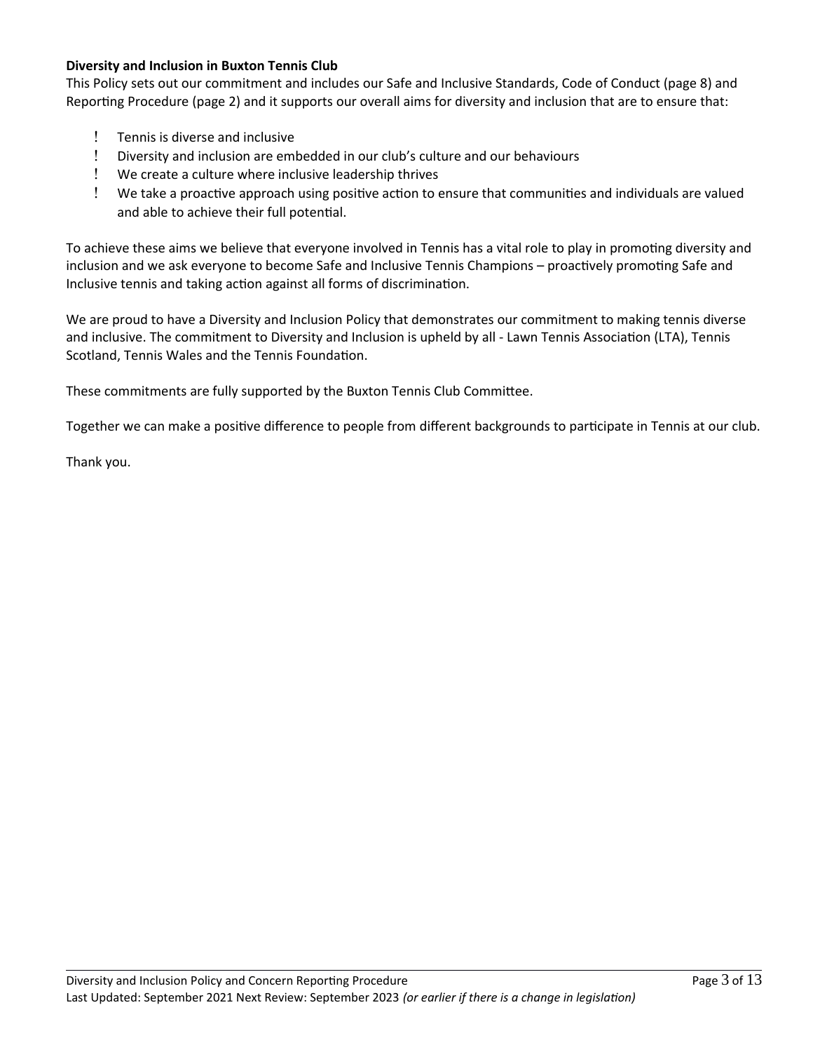**Diversity and Inclusion in Buxton Tennis Club**

This Policy sets out our commitment and includes our Safe and Inclusive Standards, Code of Conduct (page 8) and Reporting Procedure (page 2) and it supports our overall aims for diversity and inclusion that are to ensure that:

- Tennis is diverse and inclusive
- Diversity and inclusion are embedded in our club's culture and our behaviours
- We create a culture where inclusive leadership thrives
- We take a proactive approach using positive action to ensure that communities and individuals are valued and able to achieve their full potential.

To achieve these aims we believe that everyone involved in Tennis has a vital role to play in promoting diversity and inclusion and we ask everyone to become Safe and Inclusive Tennis Champions – proactively promoting Safe and Inclusive tennis and taking action against all forms of discrimination.

We are proud to have a Diversity and Inclusion Policy that demonstrates our commitment to making tennis diverse and inclusive. The commitment to Diversity and Inclusion is upheld by all - Lawn Tennis Association (LTA), Tennis Scotland, Tennis Wales and the Tennis Foundation.

These commitments are fully supported by the Buxton Tennis Club Committee.

Together we can make a positive difference to people from different backgrounds to participate in Tennis at our club.

Thank you.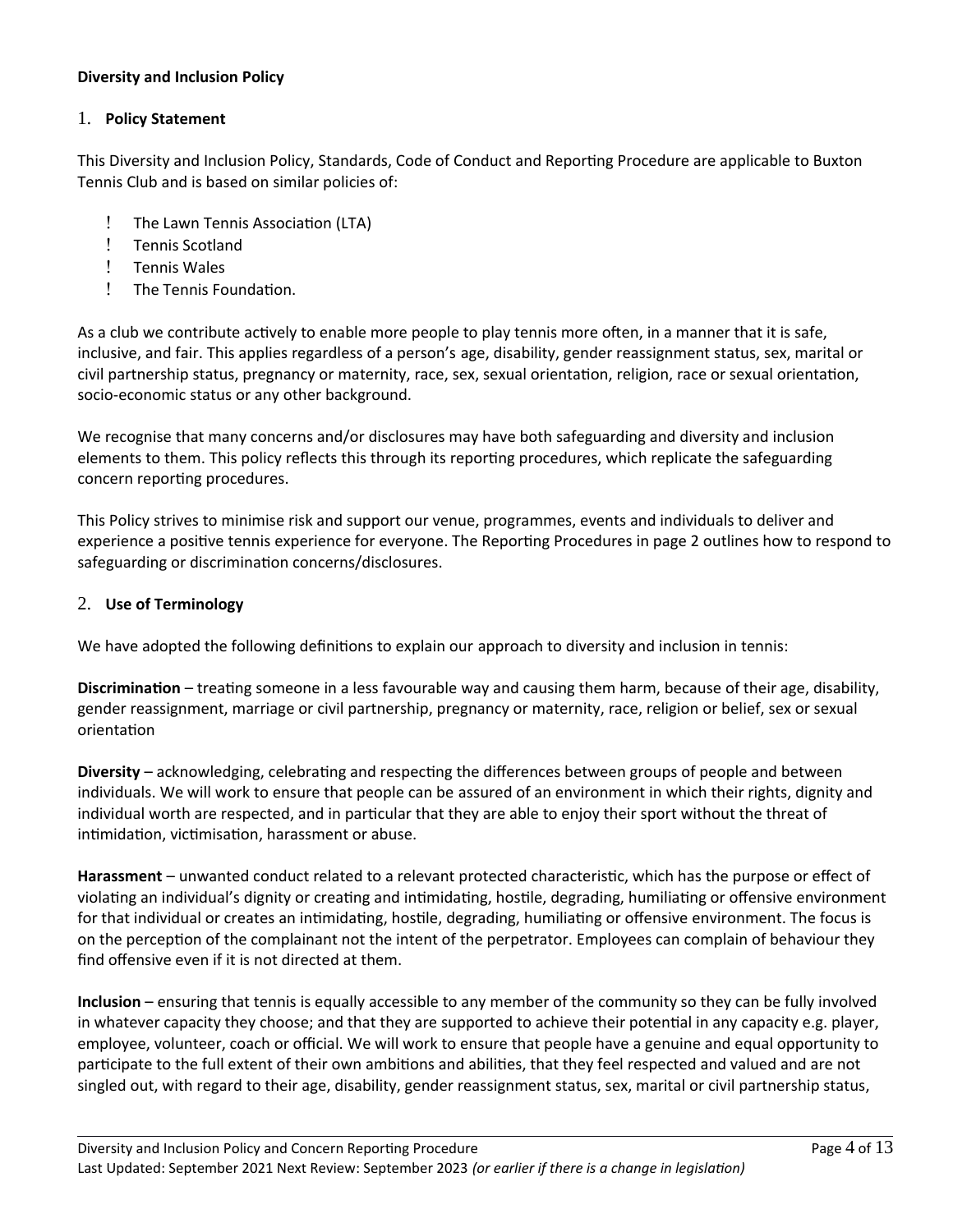**Diversity and Inclusion Policy**

## 1. **Policy Statement**

This Diversity and Inclusion Policy, Standards, Code of Conduct and Reporting Procedure are applicable to Buxton Tennis Club and is based on similar policies of:

- The Lawn Tennis Association (LTA)
- Tennis Scotland
- Tennis Wales
- The Tennis Foundation.

As a club we contribute actively to enable more people to play tennis more often, in a manner that it is safe, inclusive, and fair. This applies regardless of a person's age, disability, gender reassignment status, sex, marital or civil partnership status, pregnancy or maternity, race, sex, sexual orientation, religion, race or sexual orientation, socio-economic status or any other background.

We recognise that many concerns and/or disclosures may have both safeguarding and diversity and inclusion elements to them. This policy reflects this through its reporting procedures, which replicate the safeguarding concern reporting procedures.

This Policy strives to minimise risk and support our venue, programmes, events and individuals to deliver and experience a positive tennis experience for everyone. The Reporting Procedures in page 2 outlines how to respond to safeguarding or discrimination concerns/disclosures.

## 2. **Use of Terminology**

We have adopted the following definitions to explain our approach to diversity and inclusion in tennis:

**Discrimination** – treating someone in a less favourable way and causing them harm, because of their age, disability, gender reassignment, marriage or civil partnership, pregnancy or maternity, race, religion or belief, sex or sexual orientation

**Diversity** – acknowledging, celebrating and respecting the differences between groups of people and between individuals. We will work to ensure that people can be assured of an environment in which their rights, dignity and individual worth are respected, and in particular that they are able to enjoy their sport without the threat of intimidation, victimisation, harassment or abuse.

**Harassment** – unwanted conduct related to a relevant protected characteristic, which has the purpose or effect of violating an individual's dignity or creating and intimidating, hostile, degrading, humiliating or offensive environment for that individual or creates an intimidating, hostile, degrading, humiliating or offensive environment. The focus is on the perception of the complainant not the intent of the perpetrator. Employees can complain of behaviour they find offensive even if it is not directed at them.

**Inclusion** – ensuring that tennis is equally accessible to any member of the community so they can be fully involved in whatever capacity they choose; and that they are supported to achieve their potential in any capacity e.g. player, employee, volunteer, coach or official. We will work to ensure that people have a genuine and equal opportunity to participate to the full extent of their own ambitions and abilities, that they feel respected and valued and are not singled out, with regard to their age, disability, gender reassignment status, sex, marital or civil partnership status,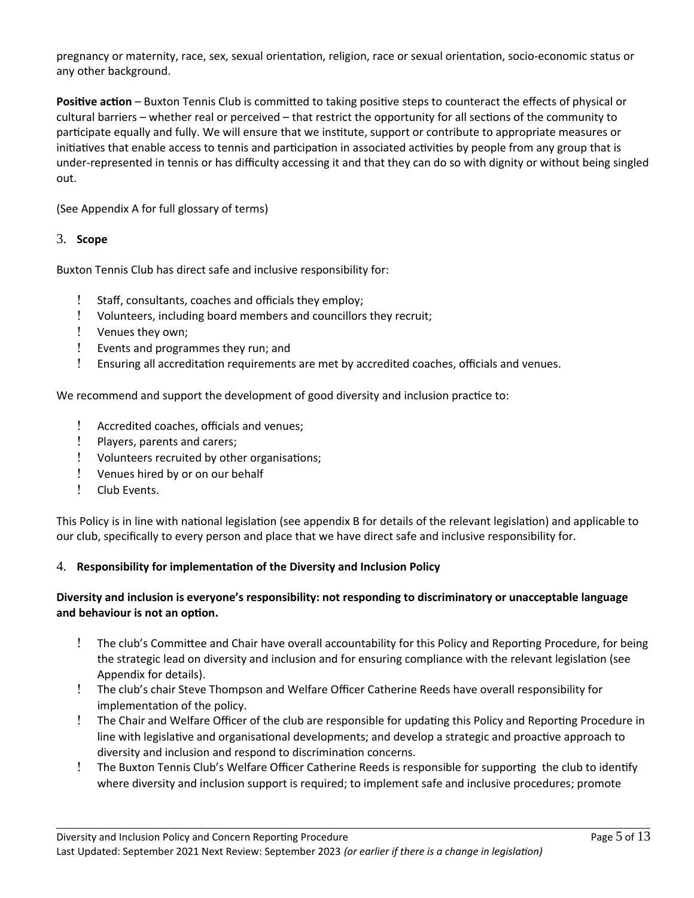pregnancy or maternity, race, sex, sexual orientation, religion, race or sexual orientation, socio-economic status or any other background.

**Positive action** – Buxton Tennis Club is committed to taking positive steps to counteract the effects of physical or cultural barriers – whether real or perceived – that restrict the opportunity for all sections of the community to participate equally and fully. We will ensure that we institute, support or contribute to appropriate measures or initiatives that enable access to tennis and participation in associated activities by people from any group that is under-represented in tennis or has difficulty accessing it and that they can do so with dignity or without being singled out.

(See Appendix A for full glossary of terms)

## 3. Scope

Buxton Tennis Club has direct safe and inclusive responsibility for:

- Staff, consultants, coaches and officials they employ;
- Volunteers, including board members and councillors they recruit;
- Venues they own;
- Events and programmes they run; and
- Ensuring all accreditation requirements are met by accredited coaches, officials and venues.

We recommend and support the development of good diversity and inclusion practice to:

- Accredited coaches, officials and venues;
- Players, parents and carers;
- Volunteers recruited by other organisations;
- Venues hired by or on our behalf
- Club Events.

This Policy is in line with national legislation (see appendix B for details of the relevant legislation) and applicable to our club, specifically to every person and place that we have direct safe and inclusive responsibility for.

## 4. Responsibility for implementation of the Diversity and Inclusion Policy

**Diversity and inclusion is everyone's responsibility: not responding to discriminatory or unacceptable language and behaviour is not an option.**

- The club's Committee and Chair have overall accountability for this Policy and Reporting Procedure, for being the strategic lead on diversity and inclusion and for ensuring compliance with the relevant legislation (see Appendix for details).
- The club's chair Steve Thompson and Welfare Officer Catherine Reeds have overall responsibility for implementation of the policy.
- The Chair and Welfare Officer of the club are responsible for updating this Policy and Reporting Procedure in line with legislative and organisational developments; and develop a strategic and proactive approach to diversity and inclusion and respond to discrimination concerns.
- The Buxton Tennis Club's Welfare Officer Catherine Reeds is responsible for supporting the club to identify where diversity and inclusion support is required; to implement safe and inclusive procedures; promote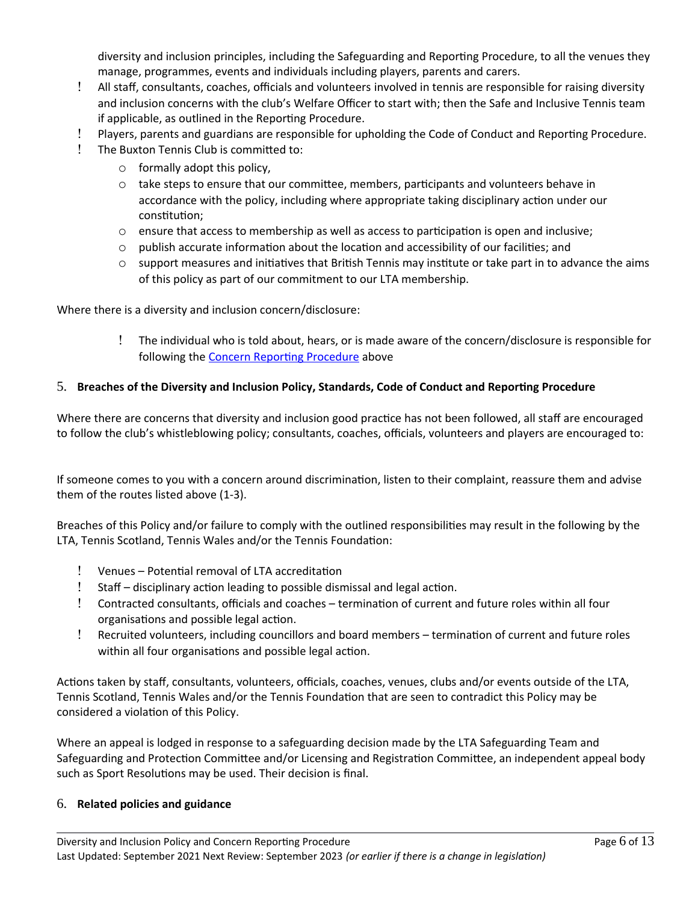diversity and inclusion principles, including the Safeguarding and Reporting Procedure, to all the venues they manage, programmes, events and individuals including players, parents and carers.

- All staff, consultants, coaches, officials and volunteers involved in tennis are responsible for raising diversity and inclusion concerns with the club's Welfare Officer to start with; then the Safe and Inclusive Tennis team if applicable, as outlined in the Reporting Procedure.
- Players, parents and guardians are responsible for upholding the Code of Conduct and Reporting Procedure.
- The Buxton Tennis Club is committed to:
  - formally adopt this policy,
  - take steps to ensure that our committee, members, participants and volunteers behave in accordance with the policy, including where appropriate taking disciplinary action under our constitution;
  - ensure that access to membership as well as access to participation is open and inclusive;
  - publish accurate information about the location and accessibility of our facilities; and
  - support measures and initiatives that British Tennis may institute or take part in to advance the aims of this policy as part of our commitment to our LTA membership.

Where there is a diversity and inclusion concern/disclosure:

- The individual who is told about, hears, or is made aware of the concern/disclosure is responsible for following the [Concern Reporting Procedure] above

## 5. Breaches of the Diversity and Inclusion Policy, Standards, Code of Conduct and Reporting Procedure

Where there are concerns that diversity and inclusion good practice has not been followed, all staff are encouraged to follow the club's whistleblowing policy; consultants, coaches, officials, volunteers and players are encouraged to:

If someone comes to you with a concern around discrimination, listen to their complaint, reassure them and advise them of the routes listed above (1-3).

Breaches of this Policy and/or failure to comply with the outlined responsibilities may result in the following by the LTA, Tennis Scotland, Tennis Wales and/or the Tennis Foundation:

- Venues – Potential removal of LTA accreditation
- Staff – disciplinary action leading to possible dismissal and legal action.
- Contracted consultants, officials and coaches – termination of current and future roles within all four organisations and possible legal action.
- Recruited volunteers, including councillors and board members – termination of current and future roles within all four organisations and possible legal action.

Actions taken by staff, consultants, volunteers, officials, coaches, venues, clubs and/or events outside of the LTA, Tennis Scotland, Tennis Wales and/or the Tennis Foundation that are seen to contradict this Policy may be considered a violation of this Policy.

Where an appeal is lodged in response to a safeguarding decision made by the LTA Safeguarding Team and Safeguarding and Protection Committee and/or Licensing and Registration Committee, an independent appeal body such as Sport Resolutions may be used. Their decision is final.

## 6. Related policies and guidance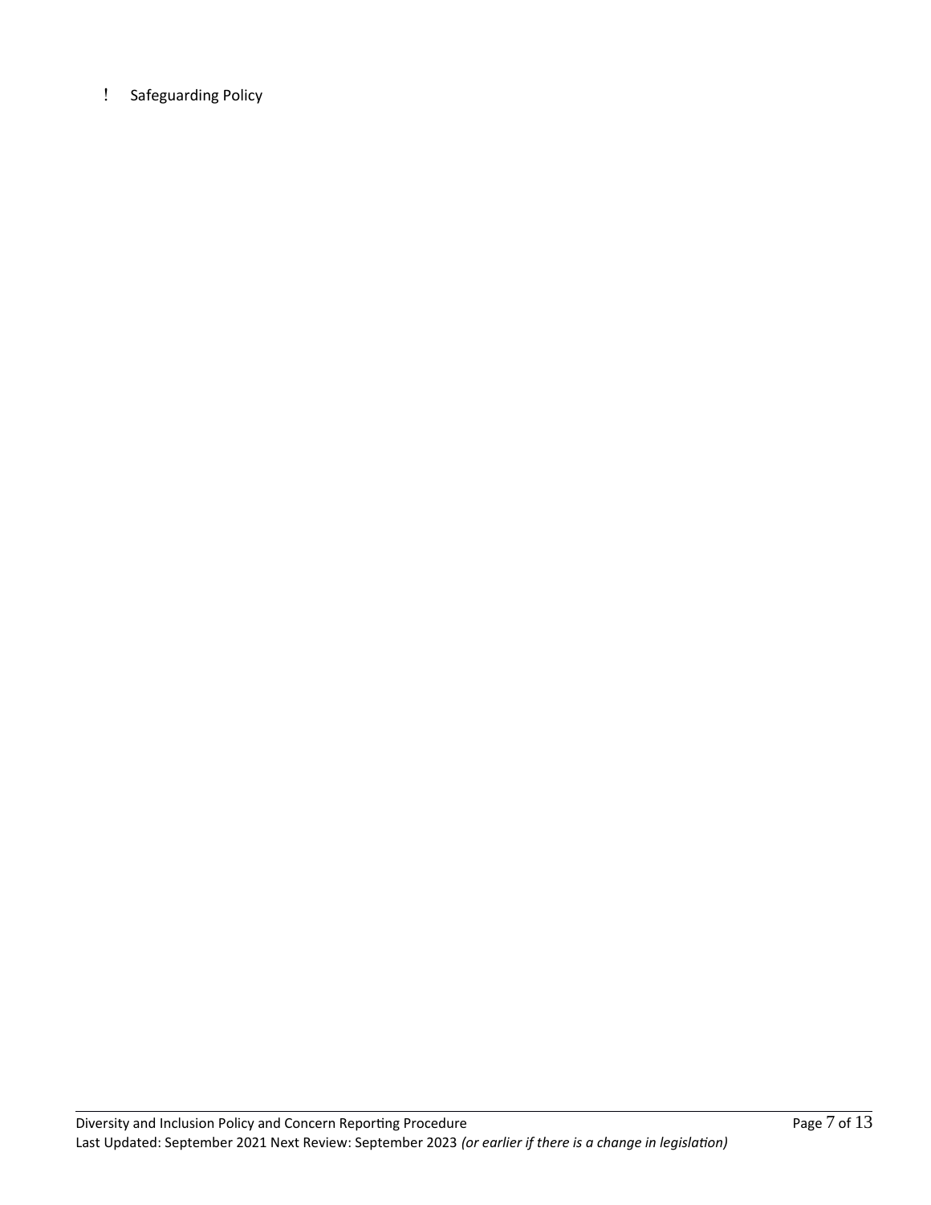- Safeguarding Policy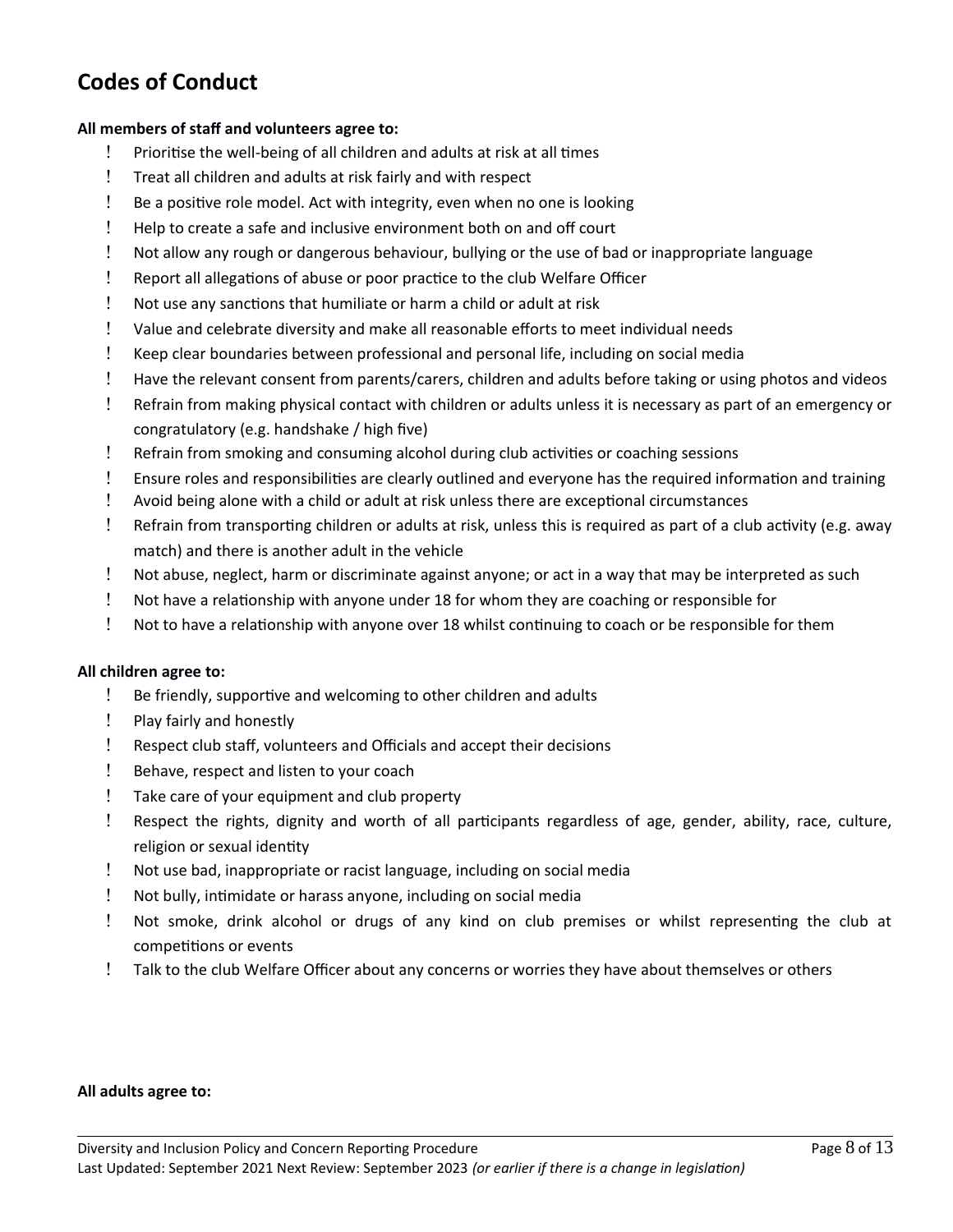## Codes of Conduct

**All members of staff and volunteers agree to:**

- Prioritise the well-being of all children and adults at risk at all times
- Treat all children and adults at risk fairly and with respect
- Be a positive role model. Act with integrity, even when no one is looking
- Help to create a safe and inclusive environment both on and off court
- Not allow any rough or dangerous behaviour, bullying or the use of bad or inappropriate language
- Report all allegations of abuse or poor practice to the club Welfare Officer
- Not use any sanctions that humiliate or harm a child or adult at risk
- Value and celebrate diversity and make all reasonable efforts to meet individual needs
- Keep clear boundaries between professional and personal life, including on social media
- Have the relevant consent from parents/carers, children and adults before taking or using photos and videos
- Refrain from making physical contact with children or adults unless it is necessary as part of an emergency or congratulatory (e.g. handshake / high five)
- Refrain from smoking and consuming alcohol during club activities or coaching sessions
- Ensure roles and responsibilities are clearly outlined and everyone has the required information and training
- Avoid being alone with a child or adult at risk unless there are exceptional circumstances
- Refrain from transporting children or adults at risk, unless this is required as part of a club activity (e.g. away match) and there is another adult in the vehicle
- Not abuse, neglect, harm or discriminate against anyone; or act in a way that may be interpreted as such
- Not have a relationship with anyone under 18 for whom they are coaching or responsible for
- Not to have a relationship with anyone over 18 whilst continuing to coach or be responsible for them

**All children agree to:**

- Be friendly, supportive and welcoming to other children and adults
- Play fairly and honestly
- Respect club staff, volunteers and Officials and accept their decisions
- Behave, respect and listen to your coach
- Take care of your equipment and club property
- Respect the rights, dignity and worth of all participants regardless of age, gender, ability, race, culture, religion or sexual identity
- Not use bad, inappropriate or racist language, including on social media
- Not bully, intimidate or harass anyone, including on social media
- Not smoke, drink alcohol or drugs of any kind on club premises or whilst representing the club at competitions or events
- Talk to the club Welfare Officer about any concerns or worries they have about themselves or others

**All adults agree to:**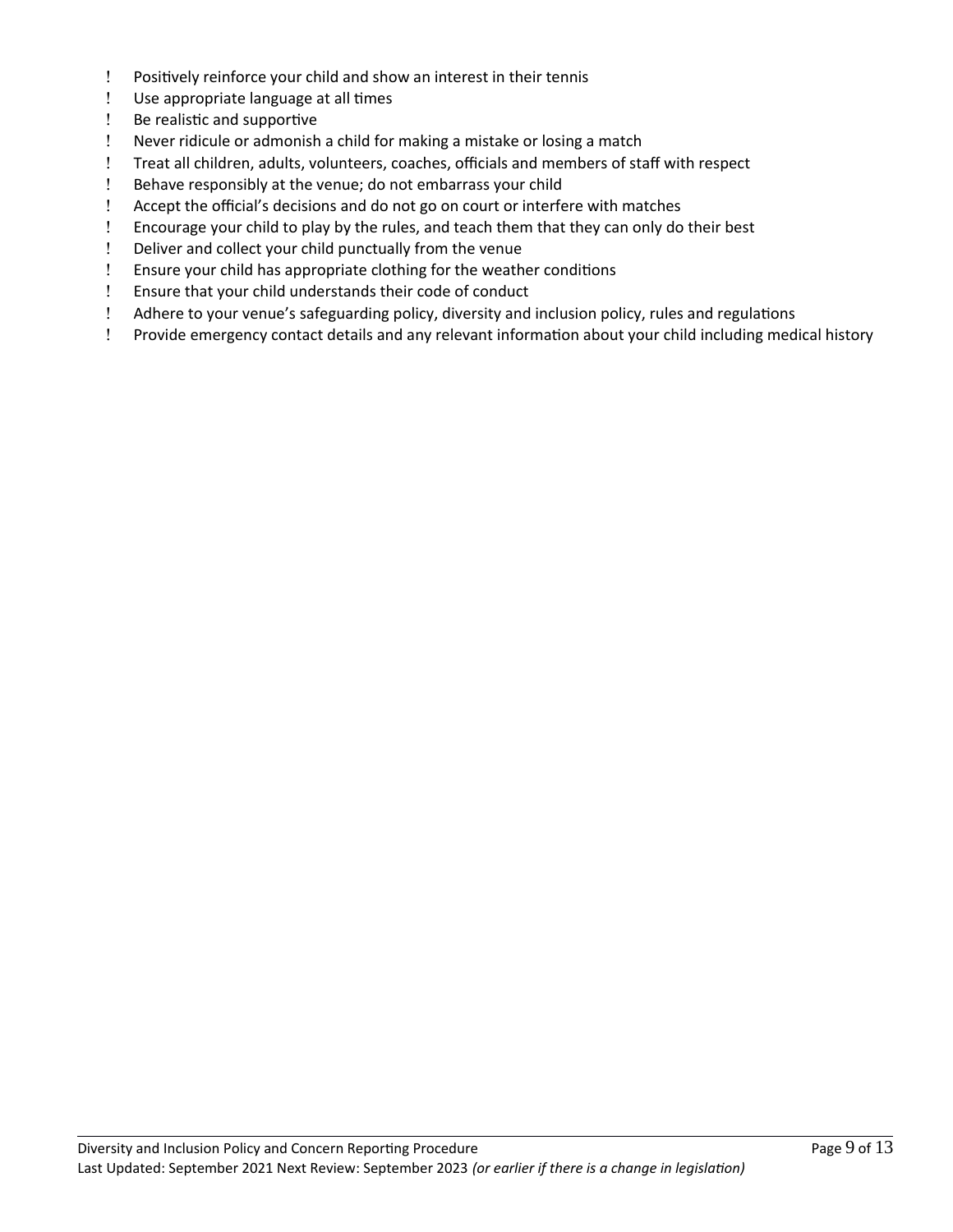- Positively reinforce your child and show an interest in their tennis
- Use appropriate language at all times
- Be realistic and supportive
- Never ridicule or admonish a child for making a mistake or losing a match
- Treat all children, adults, volunteers, coaches, officials and members of staff with respect
- Behave responsibly at the venue; do not embarrass your child
- Accept the official's decisions and do not go on court or interfere with matches
- Encourage your child to play by the rules, and teach them that they can only do their best
- Deliver and collect your child punctually from the venue
- Ensure your child has appropriate clothing for the weather conditions
- Ensure that your child understands their code of conduct
- Adhere to your venue's safeguarding policy, diversity and inclusion policy, rules and regulations
- Provide emergency contact details and any relevant information about your child including medical history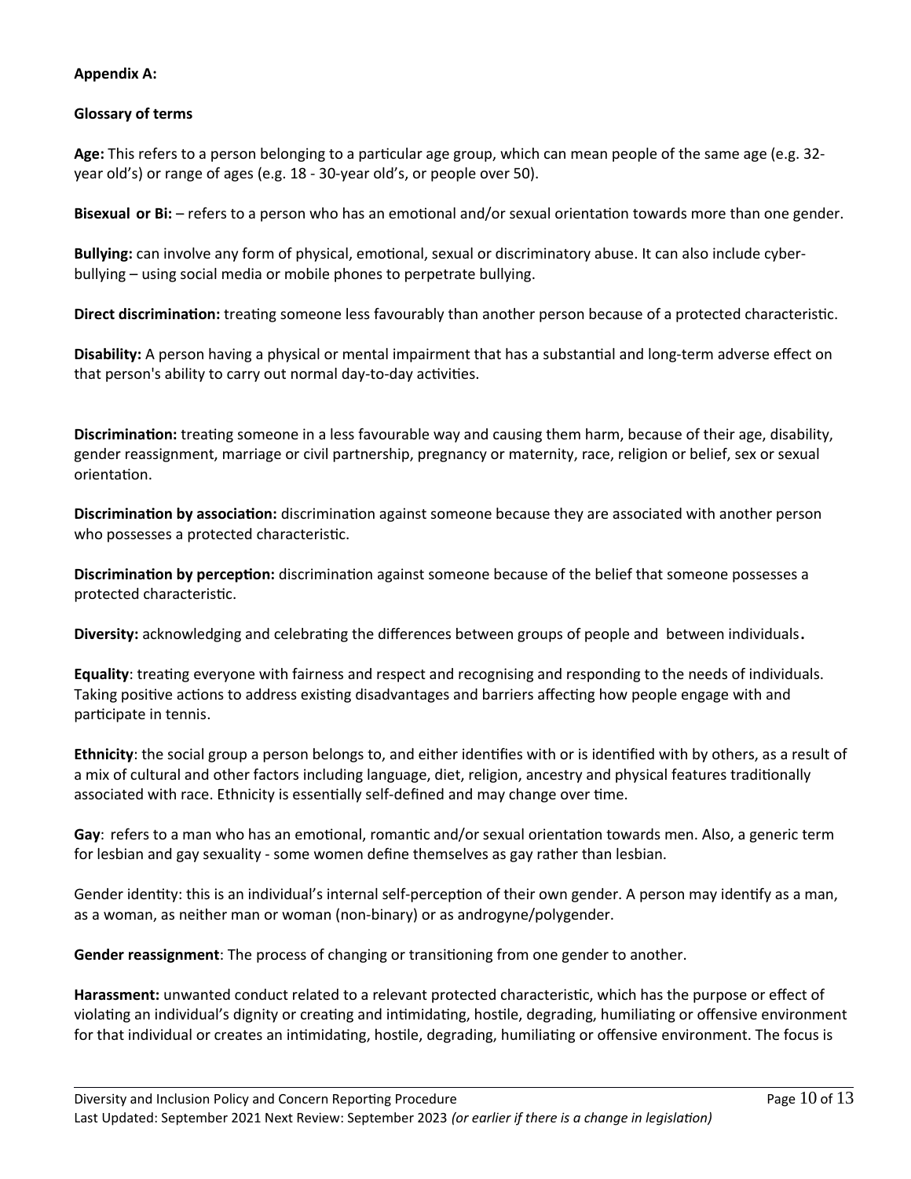**Appendix A:**

**Glossary of terms**

**Age:** This refers to a person belonging to a particular age group, which can mean people of the same age (e.g. 32-year old's) or range of ages (e.g. 18 - 30-year old's, or people over 50).

**Bisexual or Bi:** – refers to a person who has an emotional and/or sexual orientation towards more than one gender.

**Bullying:** can involve any form of physical, emotional, sexual or discriminatory abuse. It can also include cyber-bullying – using social media or mobile phones to perpetrate bullying.

**Direct discrimination:** treating someone less favourably than another person because of a protected characteristic.

**Disability:** A person having a physical or mental impairment that has a substantial and long-term adverse effect on that person's ability to carry out normal day-to-day activities.

**Discrimination:** treating someone in a less favourable way and causing them harm, because of their age, disability, gender reassignment, marriage or civil partnership, pregnancy or maternity, race, religion or belief, sex or sexual orientation.

**Discrimination by association:** discrimination against someone because they are associated with another person who possesses a protected characteristic.

**Discrimination by perception:** discrimination against someone because of the belief that someone possesses a protected characteristic.

**Diversity:** acknowledging and celebrating the differences between groups of people and between individuals**.**

**Equality**: treating everyone with fairness and respect and recognising and responding to the needs of individuals. Taking positive actions to address existing disadvantages and barriers affecting how people engage with and participate in tennis.

**Ethnicity**: the social group a person belongs to, and either identifies with or is identified with by others, as a result of a mix of cultural and other factors including language, diet, religion, ancestry and physical features traditionally associated with race. Ethnicity is essentially self-defined and may change over time.

**Gay**: refers to a man who has an emotional, romantic and/or sexual orientation towards men. Also, a generic term for lesbian and gay sexuality - some women define themselves as gay rather than lesbian.

Gender identity: this is an individual's internal self-perception of their own gender. A person may identify as a man, as a woman, as neither man or woman (non-binary) or as androgyne/polygender.

**Gender reassignment**: The process of changing or transitioning from one gender to another.

**Harassment:** unwanted conduct related to a relevant protected characteristic, which has the purpose or effect of violating an individual's dignity or creating and intimidating, hostile, degrading, humiliating or offensive environment for that individual or creates an intimidating, hostile, degrading, humiliating or offensive environment. The focus is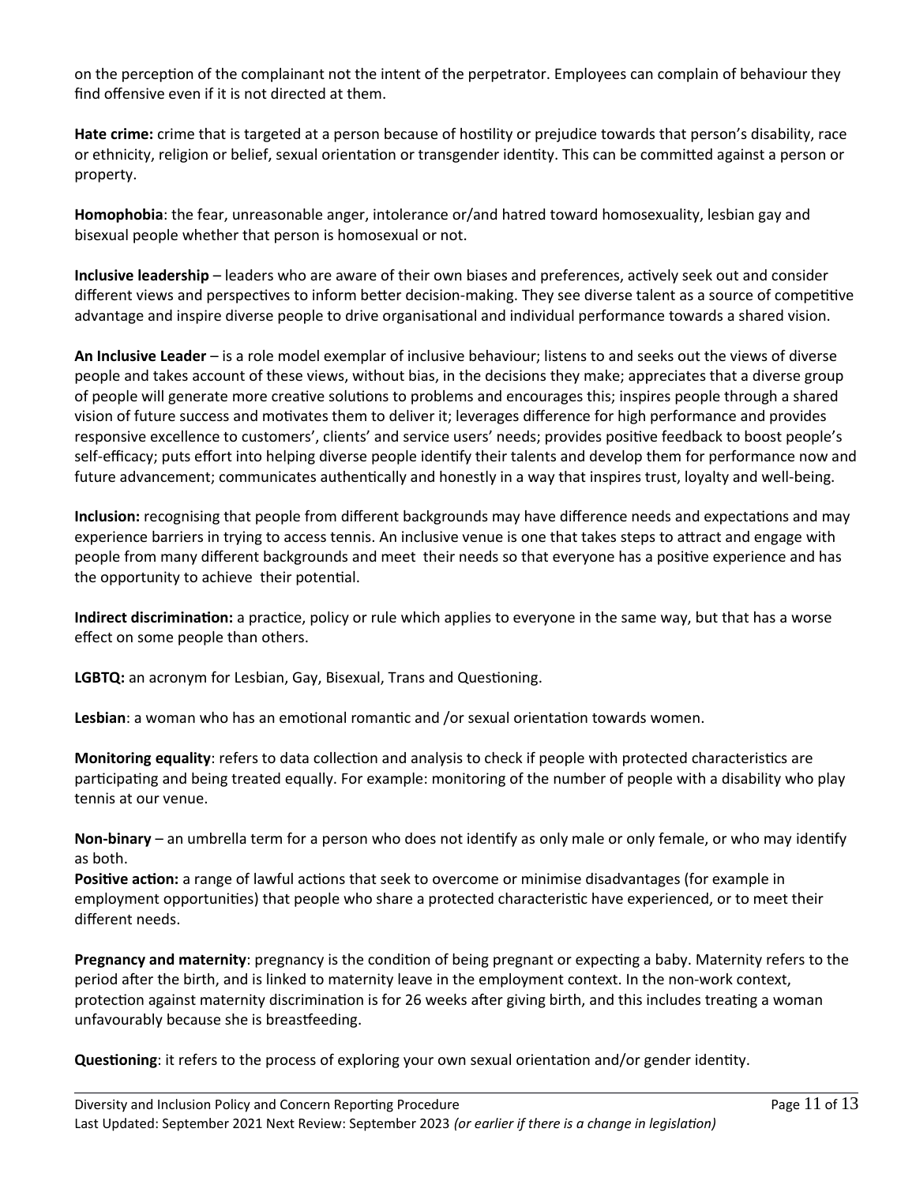on the perception of the complainant not the intent of the perpetrator. Employees can complain of behaviour they find offensive even if it is not directed at them.

**Hate crime:** crime that is targeted at a person because of hostility or prejudice towards that person's disability, race or ethnicity, religion or belief, sexual orientation or transgender identity. This can be committed against a person or property.

**Homophobia**: the fear, unreasonable anger, intolerance or/and hatred toward homosexuality, lesbian gay and bisexual people whether that person is homosexual or not.

**Inclusive leadership** – leaders who are aware of their own biases and preferences, actively seek out and consider different views and perspectives to inform better decision-making. They see diverse talent as a source of competitive advantage and inspire diverse people to drive organisational and individual performance towards a shared vision.

**An Inclusive Leader** – is a role model exemplar of inclusive behaviour; listens to and seeks out the views of diverse people and takes account of these views, without bias, in the decisions they make; appreciates that a diverse group of people will generate more creative solutions to problems and encourages this; inspires people through a shared vision of future success and motivates them to deliver it; leverages difference for high performance and provides responsive excellence to customers', clients' and service users' needs; provides positive feedback to boost people's self-efficacy; puts effort into helping diverse people identify their talents and develop them for performance now and future advancement; communicates authentically and honestly in a way that inspires trust, loyalty and well-being.

**Inclusion:** recognising that people from different backgrounds may have difference needs and expectations and may experience barriers in trying to access tennis. An inclusive venue is one that takes steps to attract and engage with people from many different backgrounds and meet their needs so that everyone has a positive experience and has the opportunity to achieve their potential.

**Indirect discrimination:** a practice, policy or rule which applies to everyone in the same way, but that has a worse effect on some people than others.

**LGBTQ:** an acronym for Lesbian, Gay, Bisexual, Trans and Questioning.

**Lesbian**: a woman who has an emotional romantic and /or sexual orientation towards women.

**Monitoring equality**: refers to data collection and analysis to check if people with protected characteristics are participating and being treated equally. For example: monitoring of the number of people with a disability who play tennis at our venue.

**Non-binary** – an umbrella term for a person who does not identify as only male or only female, or who may identify as both.

**Positive action:** a range of lawful actions that seek to overcome or minimise disadvantages (for example in employment opportunities) that people who share a protected characteristic have experienced, or to meet their different needs.

**Pregnancy and maternity**: pregnancy is the condition of being pregnant or expecting a baby. Maternity refers to the period after the birth, and is linked to maternity leave in the employment context. In the non-work context, protection against maternity discrimination is for 26 weeks after giving birth, and this includes treating a woman unfavourably because she is breastfeeding.

**Questioning**: it refers to the process of exploring your own sexual orientation and/or gender identity.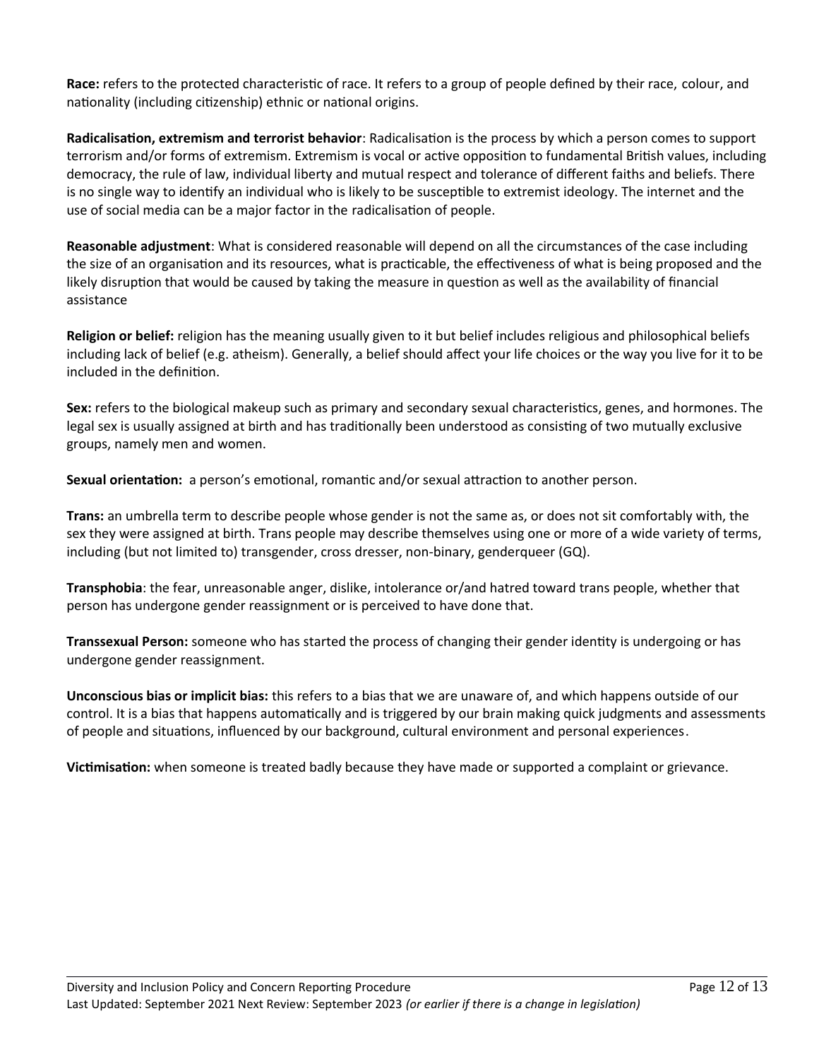**Race:** refers to the protected characteristic of race. It refers to a group of people defined by their race, colour, and nationality (including citizenship) ethnic or national origins.

**Radicalisation, extremism and terrorist behavior**: Radicalisation is the process by which a person comes to support terrorism and/or forms of extremism. Extremism is vocal or active opposition to fundamental British values, including democracy, the rule of law, individual liberty and mutual respect and tolerance of different faiths and beliefs. There is no single way to identify an individual who is likely to be susceptible to extremist ideology. The internet and the use of social media can be a major factor in the radicalisation of people.

**Reasonable adjustment**: What is considered reasonable will depend on all the circumstances of the case including the size of an organisation and its resources, what is practicable, the effectiveness of what is being proposed and the likely disruption that would be caused by taking the measure in question as well as the availability of financial assistance

**Religion or belief:** religion has the meaning usually given to it but belief includes religious and philosophical beliefs including lack of belief (e.g. atheism). Generally, a belief should affect your life choices or the way you live for it to be included in the definition.

**Sex:** refers to the biological makeup such as primary and secondary sexual characteristics, genes, and hormones. The legal sex is usually assigned at birth and has traditionally been understood as consisting of two mutually exclusive groups, namely men and women.

**Sexual orientation:** a person's emotional, romantic and/or sexual attraction to another person.

**Trans:** an umbrella term to describe people whose gender is not the same as, or does not sit comfortably with, the sex they were assigned at birth. Trans people may describe themselves using one or more of a wide variety of terms, including (but not limited to) transgender, cross dresser, non-binary, genderqueer (GQ).

**Transphobia**: the fear, unreasonable anger, dislike, intolerance or/and hatred toward trans people, whether that person has undergone gender reassignment or is perceived to have done that.

**Transsexual Person:** someone who has started the process of changing their gender identity is undergoing or has undergone gender reassignment.

**Unconscious bias or implicit bias:** this refers to a bias that we are unaware of, and which happens outside of our control. It is a bias that happens automatically and is triggered by our brain making quick judgments and assessments of people and situations, influenced by our background, cultural environment and personal experiences.

**Victimisation:** when someone is treated badly because they have made or supported a complaint or grievance.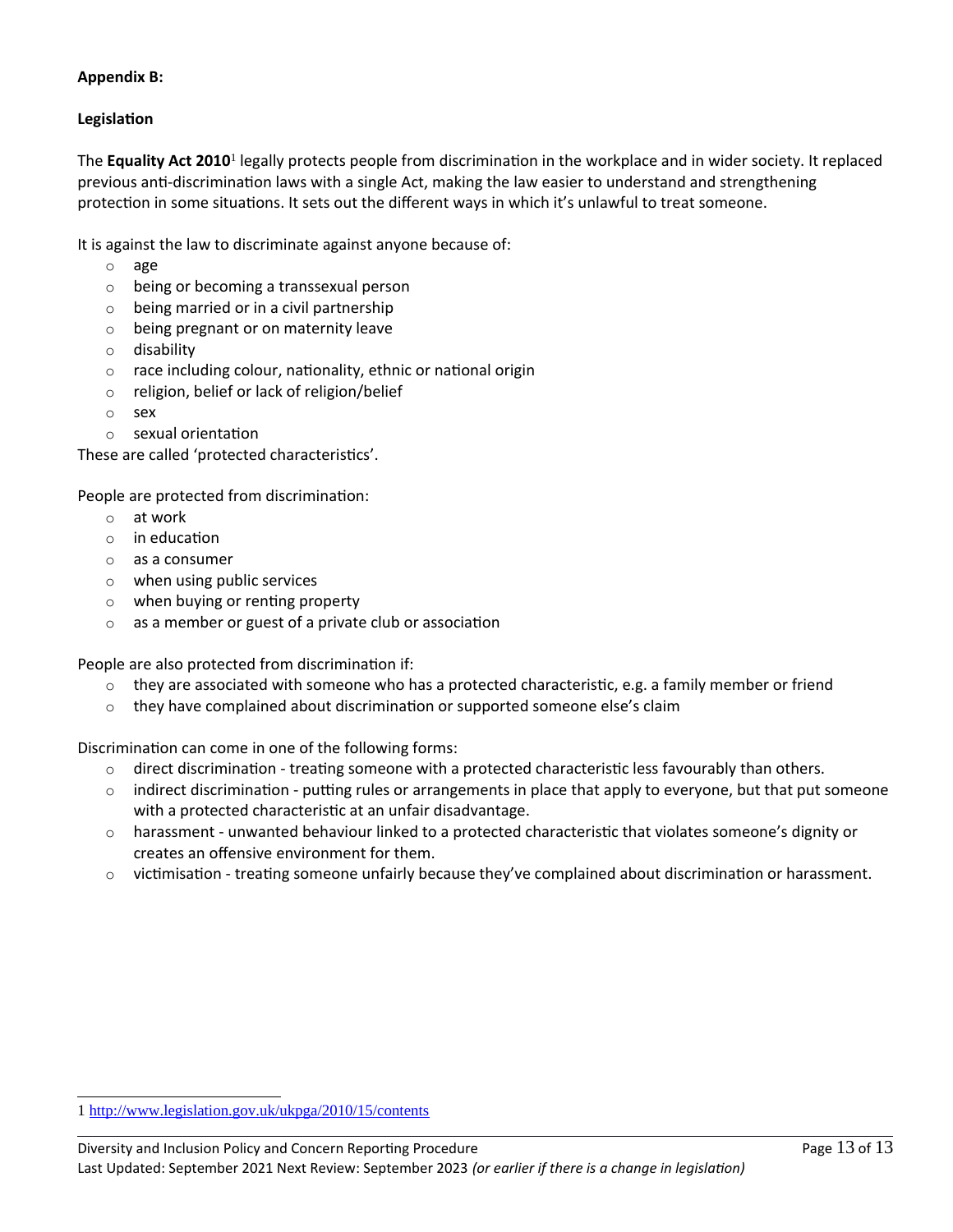**Appendix B:**

**Legislation**

The **Equality Act 2010**[1] legally protects people from discrimination in the workplace and in wider society. It replaced previous anti-discrimination laws with a single Act, making the law easier to understand and strengthening protection in some situations. It sets out the different ways in which it's unlawful to treat someone.

It is against the law to discriminate against anyone because of:

- age
- being or becoming a transsexual person
- being married or in a civil partnership
- being pregnant or on maternity leave
- disability
- race including colour, nationality, ethnic or national origin
- religion, belief or lack of religion/belief
- sex
- sexual orientation

These are called 'protected characteristics'.

People are protected from discrimination:

- at work
- in education
- as a consumer
- when using public services
- when buying or renting property
- as a member or guest of a private club or association

People are also protected from discrimination if:

- they are associated with someone who has a protected characteristic, e.g. a family member or friend
- they have complained about discrimination or supported someone else's claim

Discrimination can come in one of the following forms:

- direct discrimination - treating someone with a protected characteristic less favourably than others.
- indirect discrimination - putting rules or arrangements in place that apply to everyone, but that put someone with a protected characteristic at an unfair disadvantage.
- harassment - unwanted behaviour linked to a protected characteristic that violates someone's dignity or creates an offensive environment for them.
- victimisation - treating someone unfairly because they've complained about discrimination or harassment.

1 http://www.legislation.gov.uk/ukpga/2010/15/contents